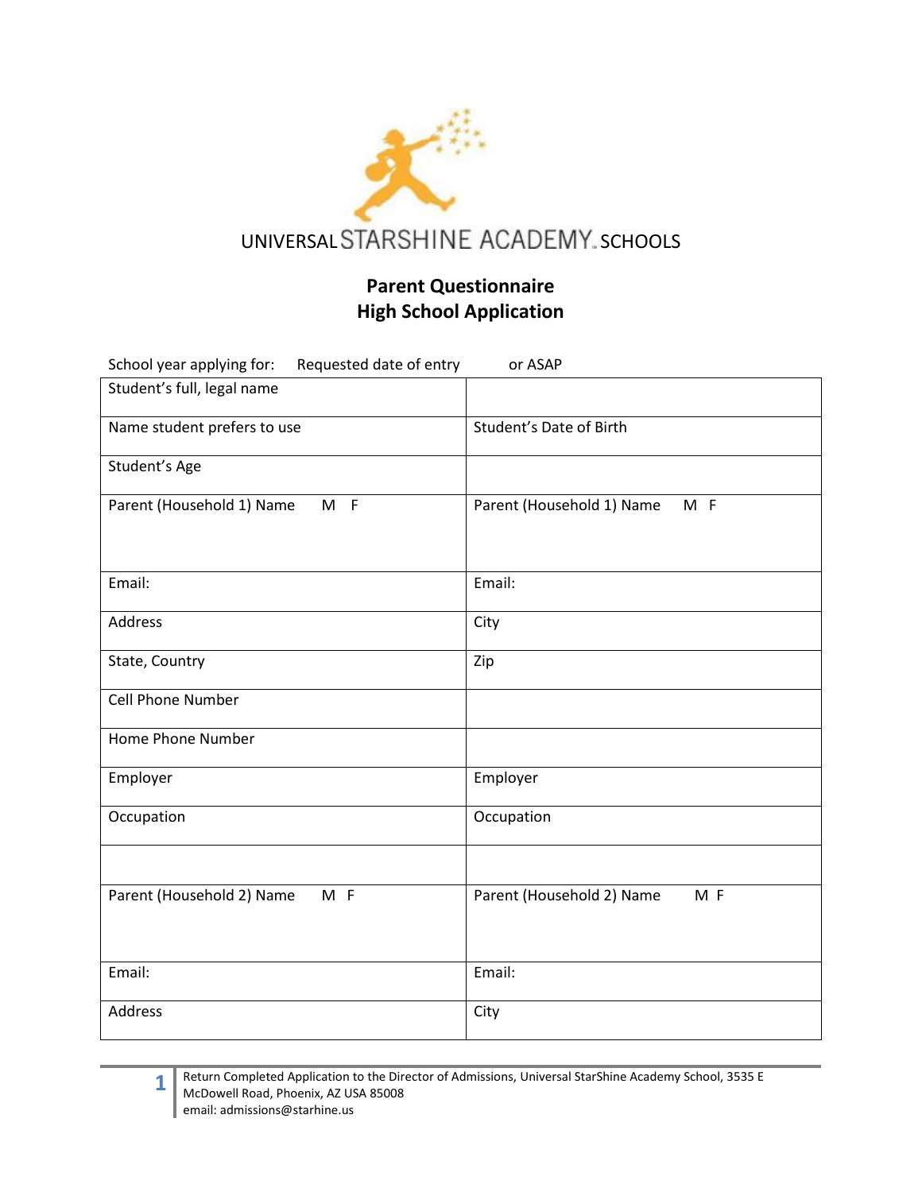UNIVERSAL STARSHINE ACADEMY SCHOOLS

## Parent Questionnaire
## High School Application

School year applying for: Requested date of entry or ASAP

| | |
|---|---|
| Student's full, legal name | |
| Name student prefers to use | Student's Date of Birth |
| Student's Age | |
| Parent (Household 1) Name M F | Parent (Household 1) Name M F |
| Email: | Email: |
| Address | City |
| State, Country | Zip |
| Cell Phone Number | |
| Home Phone Number | |
| Employer | Employer |
| Occupation | Occupation |
| | |
| Parent (Household 2) Name M F | Parent (Household 2) Name M F |
| Email: | Email: |
| Address | City |

Return Completed Application to the Director of Admissions, Universal StarShine Academy School, 3535 E McDowell Road, Phoenix, AZ USA 85008
email: admissions@starhine.us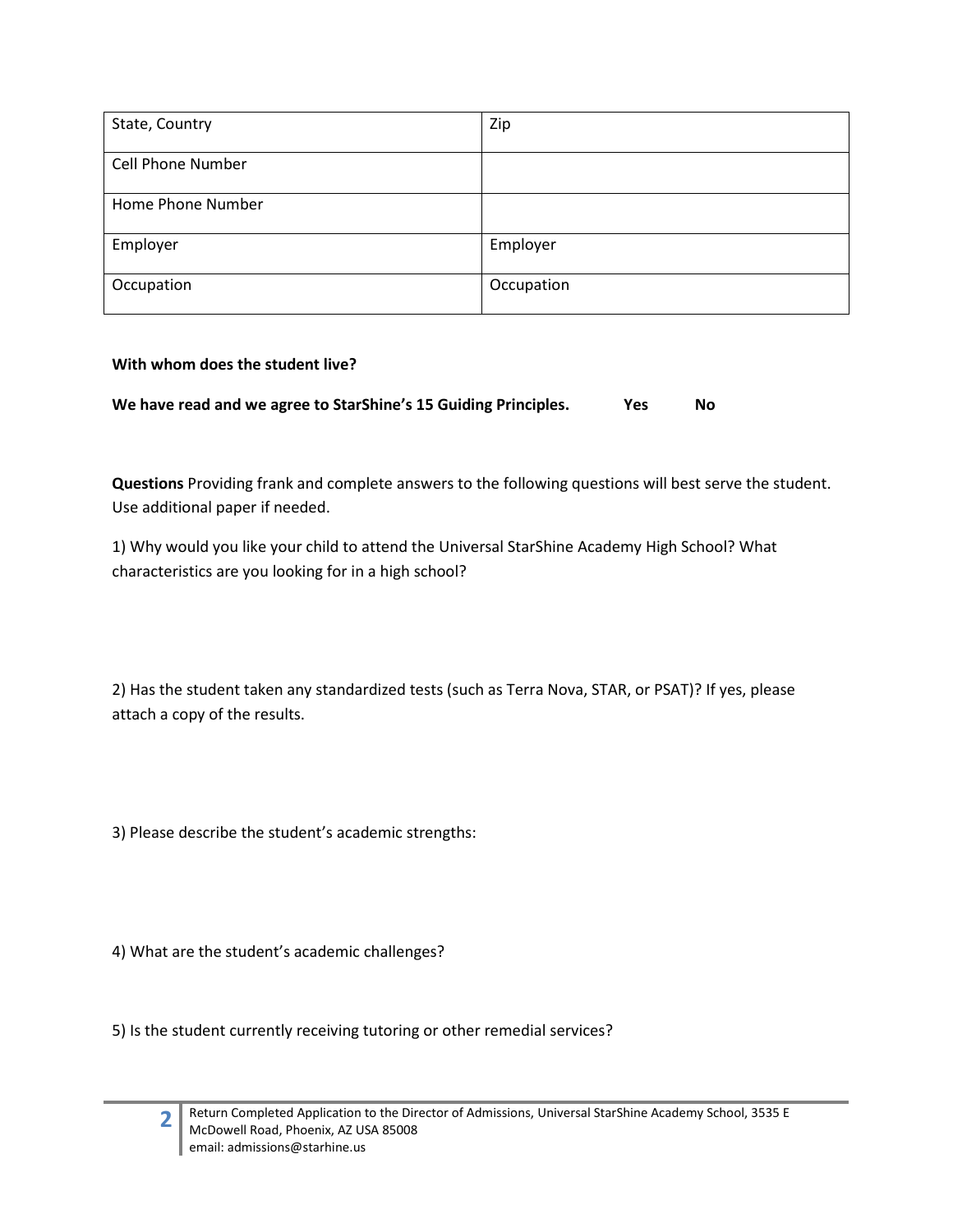| State, Country | Zip |
| --- | --- |
| Cell Phone Number | |
| Home Phone Number | |
| Employer | Employer |
| Occupation | Occupation |

**With whom does the student live?**

**We have read and we agree to StarShine's 15 Guiding Principles.  Yes  No**

**Questions** Providing frank and complete answers to the following questions will best serve the student. Use additional paper if needed.

1) Why would you like your child to attend the Universal StarShine Academy High School? What characteristics are you looking for in a high school?

2) Has the student taken any standardized tests (such as Terra Nova, STAR, or PSAT)? If yes, please attach a copy of the results.

3) Please describe the student's academic strengths:

4) What are the student's academic challenges?

5) Is the student currently receiving tutoring or other remedial services?

Return Completed Application to the Director of Admissions, Universal StarShine Academy School, 3535 E McDowell Road, Phoenix, AZ USA 85008
email: admissions@starhine.us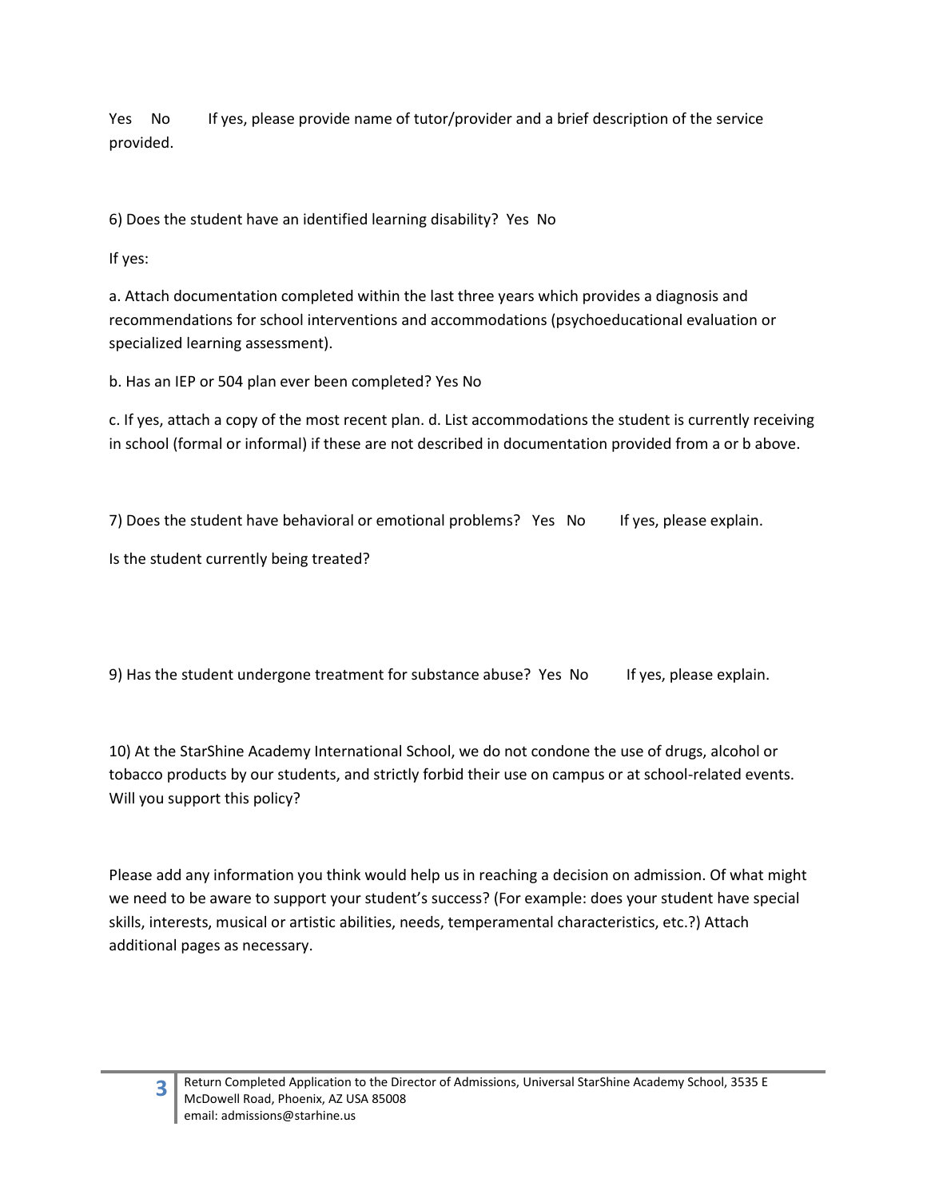Yes No If yes, please provide name of tutor/provider and a brief description of the service provided.

6) Does the student have an identified learning disability? Yes No

If yes:

a. Attach documentation completed within the last three years which provides a diagnosis and recommendations for school interventions and accommodations (psychoeducational evaluation or specialized learning assessment).

b. Has an IEP or 504 plan ever been completed? Yes No

c. If yes, attach a copy of the most recent plan. d. List accommodations the student is currently receiving in school (formal or informal) if these are not described in documentation provided from a or b above.

7) Does the student have behavioral or emotional problems? Yes No If yes, please explain.

Is the student currently being treated?

9) Has the student undergone treatment for substance abuse? Yes No If yes, please explain.

10) At the StarShine Academy International School, we do not condone the use of drugs, alcohol or tobacco products by our students, and strictly forbid their use on campus or at school-related events. Will you support this policy?

Please add any information you think would help us in reaching a decision on admission. Of what might we need to be aware to support your student's success? (For example: does your student have special skills, interests, musical or artistic abilities, needs, temperamental characteristics, etc.?) Attach additional pages as necessary.

Return Completed Application to the Director of Admissions, Universal StarShine Academy School, 3535 E McDowell Road, Phoenix, AZ USA 85008
email: admissions@starhine.us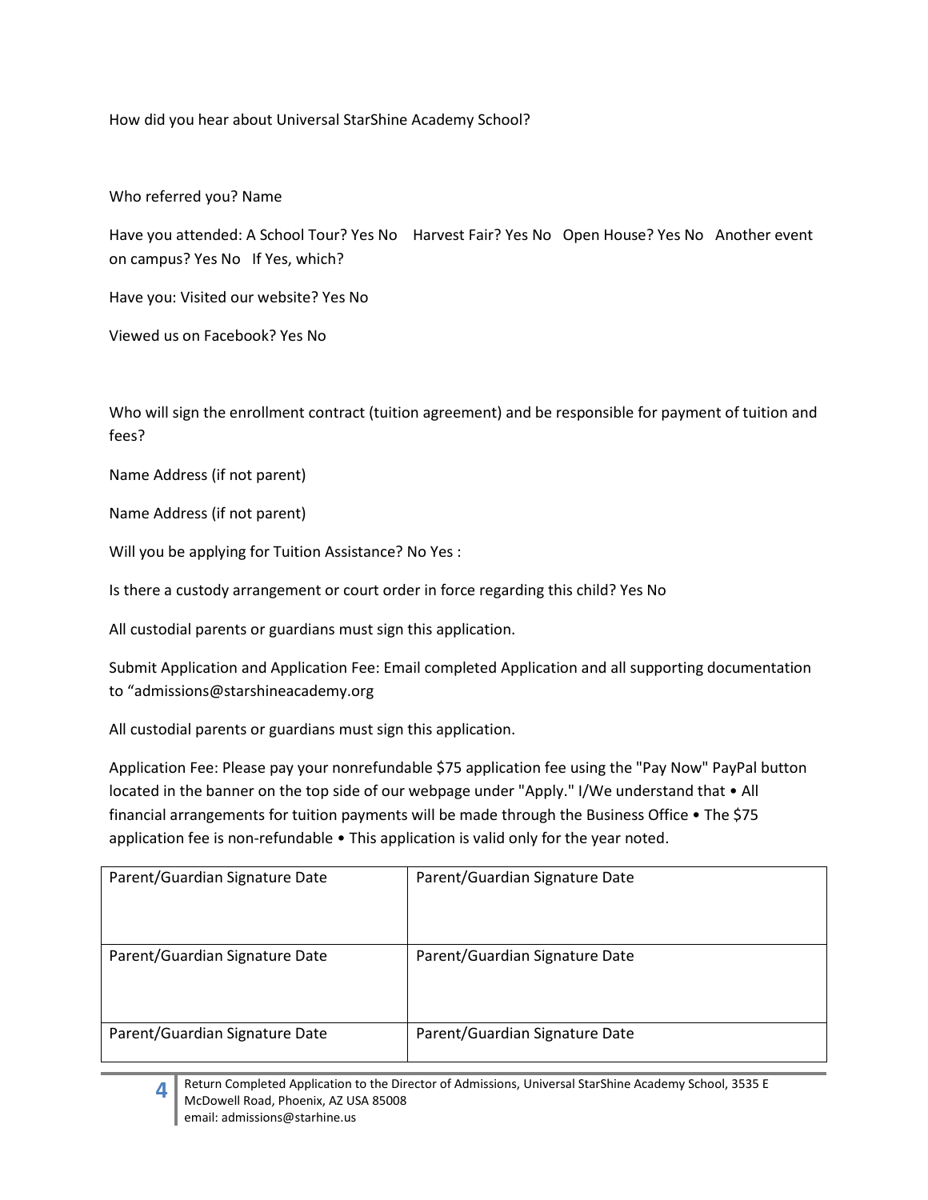How did you hear about Universal StarShine Academy School?

Who referred you? Name

Have you attended: A School Tour? Yes No Harvest Fair? Yes No Open House? Yes No Another event on campus? Yes No If Yes, which?

Have you: Visited our website? Yes No

Viewed us on Facebook? Yes No

Who will sign the enrollment contract (tuition agreement) and be responsible for payment of tuition and fees?

Name Address (if not parent)

Name Address (if not parent)

Will you be applying for Tuition Assistance? No Yes :

Is there a custody arrangement or court order in force regarding this child? Yes No

All custodial parents or guardians must sign this application.

Submit Application and Application Fee: Email completed Application and all supporting documentation to "admissions@starshineacademy.org

All custodial parents or guardians must sign this application.

Application Fee: Please pay your nonrefundable $75 application fee using the "Pay Now" PayPal button located in the banner on the top side of our webpage under "Apply." I/We understand that • All financial arrangements for tuition payments will be made through the Business Office • The $75 application fee is non-refundable • This application is valid only for the year noted.

| Parent/Guardian Signature Date | Parent/Guardian Signature Date |
|---|---|
| Parent/Guardian Signature Date | Parent/Guardian Signature Date |
| Parent/Guardian Signature Date | Parent/Guardian Signature Date |

Return Completed Application to the Director of Admissions, Universal StarShine Academy School, 3535 E McDowell Road, Phoenix, AZ USA 85008
email: admissions@starhine.us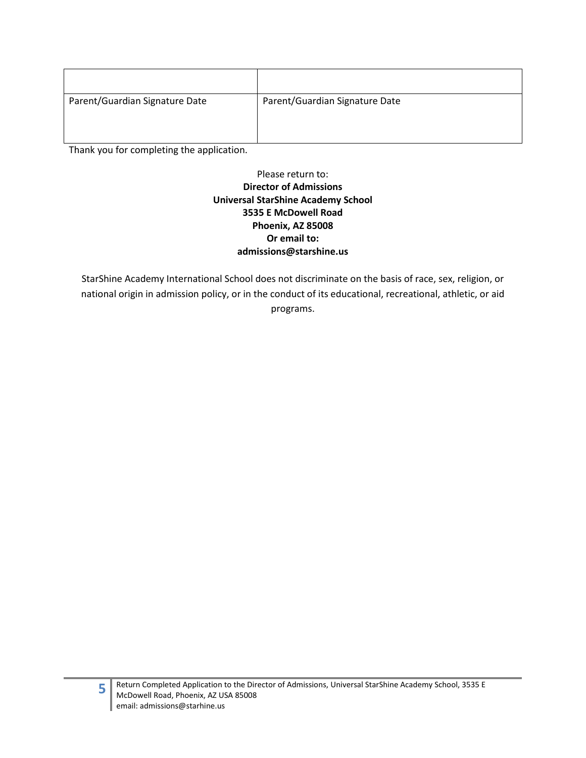| | |
|---|---|
| | |
| Parent/Guardian Signature Date | Parent/Guardian Signature Date |

Thank you for completing the application.

Please return to:  
**Director of Admissions**  
**Universal StarShine Academy School**  
**3535 E McDowell Road**  
**Phoenix, AZ 85008**  
**Or email to:**  
**admissions@starshine.us**

StarShine Academy International School does not discriminate on the basis of race, sex, religion, or national origin in admission policy, or in the conduct of its educational, recreational, athletic, or aid programs.